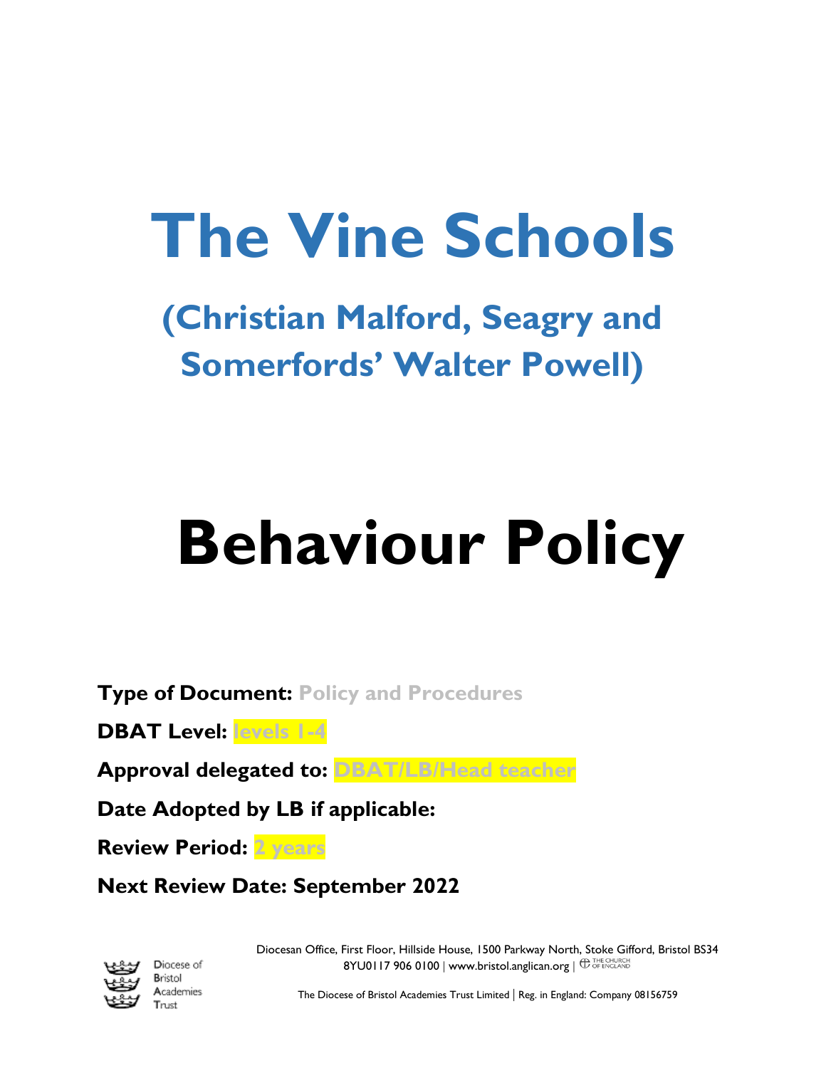# The Vine Schools

## (Christian Malford, Seagry and Somerfords' Walter Powell)

# Behaviour Policy

**Type of Document:** Policy and Procedures

**DBAT Level:** levels 1-4

**Approval delegated to:** DBAT/LB/Head teacher

**Date Adopted by LB if applicable:**

**Review Period:** 2 years

**Next Review Date: September 2022**

Diocese of Bristol Academies Trust

Diocesan Office, First Floor, Hillside House, 1500 Parkway North, Stoke Gifford, Bristol BS34 8YU0117 906 0100 | www.bristol.anglican.org | THE CHURCH OF ENGLAND

The Diocese of Bristol Academies Trust Limited | Reg. in England: Company 08156759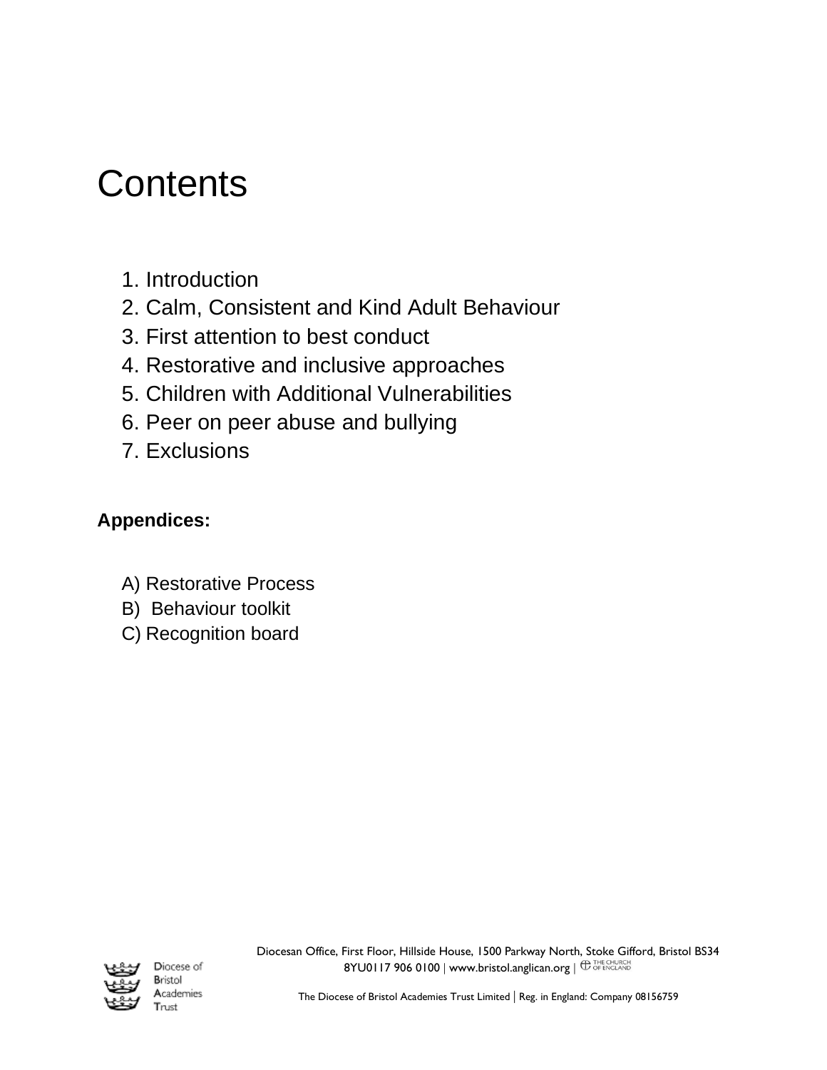# Contents

1. Introduction
2. Calm, Consistent and Kind Adult Behaviour
3. First attention to best conduct
4. Restorative and inclusive approaches
5. Children with Additional Vulnerabilities
6. Peer on peer abuse and bullying
7. Exclusions

**Appendices:**

A) Restorative Process
B) Behaviour toolkit
C) Recognition board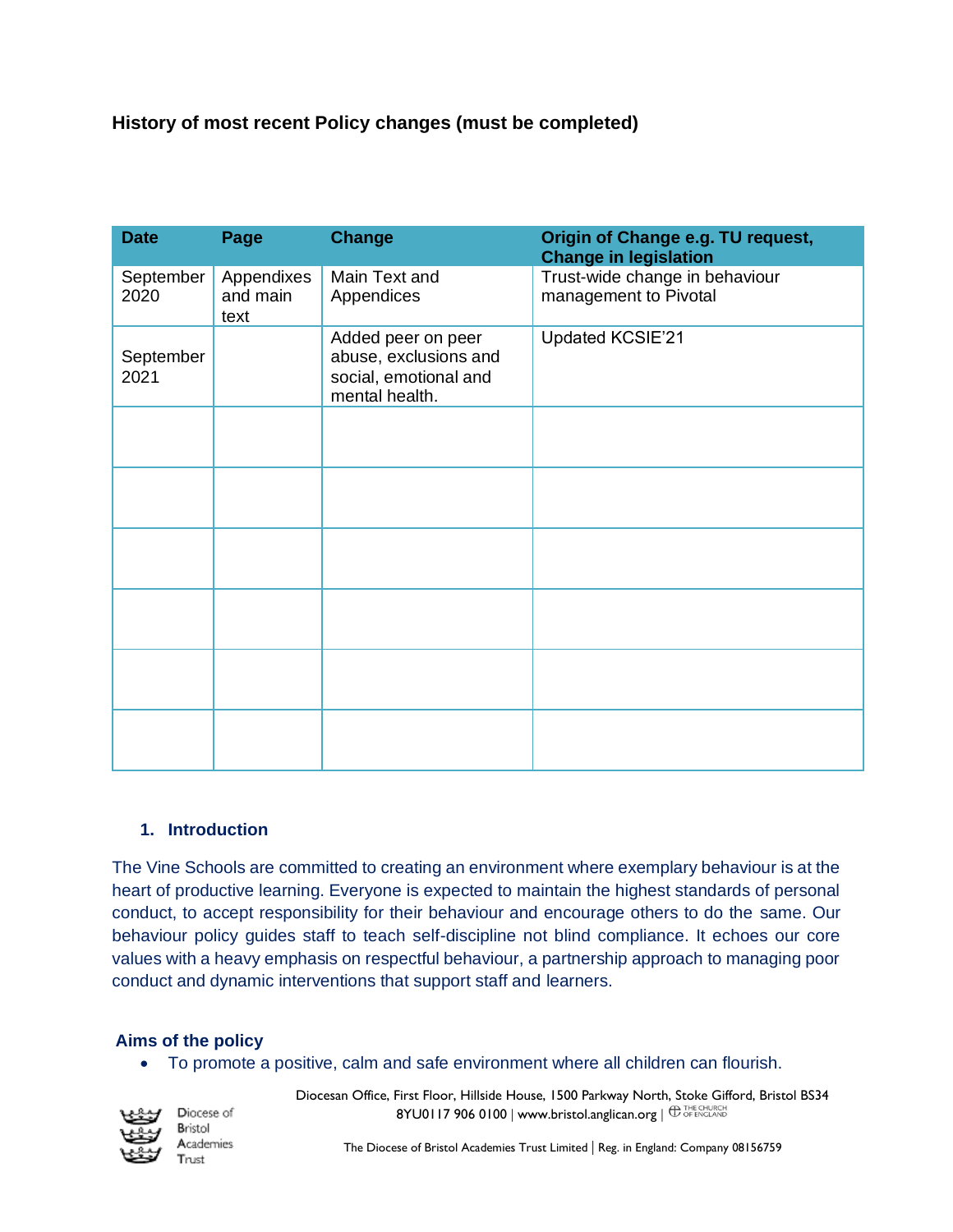**History of most recent Policy changes (must be completed)**

| Date | Page | Change | Origin of Change e.g. TU request, Change in legislation |
|---|---|---|---|
| September 2020 | Appendixes and main text | Main Text and Appendices | Trust-wide change in behaviour management to Pivotal |
| September 2021 | | Added peer on peer abuse, exclusions and social, emotional and mental health. | Updated KCSIE'21 |
| | | | |
| | | | |
| | | | |
| | | | |
| | | | |
| | | | |

## 1. Introduction

The Vine Schools are committed to creating an environment where exemplary behaviour is at the heart of productive learning. Everyone is expected to maintain the highest standards of personal conduct, to accept responsibility for their behaviour and encourage others to do the same. Our behaviour policy guides staff to teach self-discipline not blind compliance. It echoes our core values with a heavy emphasis on respectful behaviour, a partnership approach to managing poor conduct and dynamic interventions that support staff and learners.

### Aims of the policy

- To promote a positive, calm and safe environment where all children can flourish.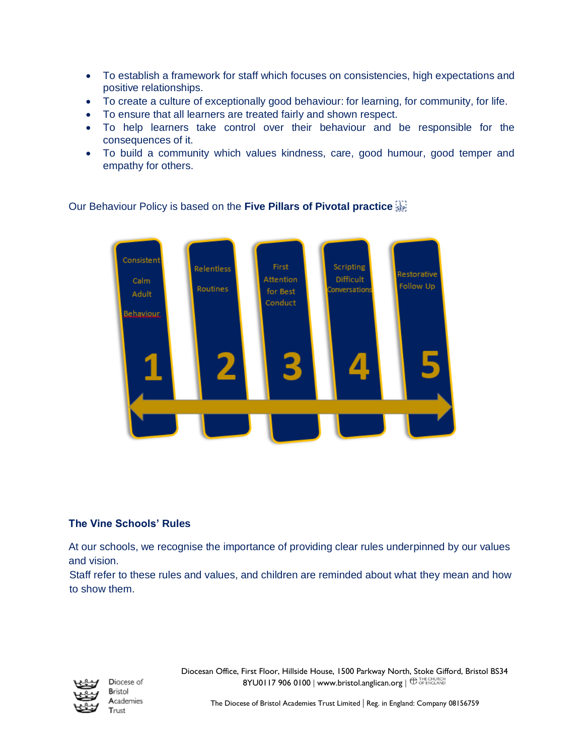- To establish a framework for staff which focuses on consistencies, high expectations and positive relationships.
- To create a culture of exceptionally good behaviour: for learning, for community, for life.
- To ensure that all learners are treated fairly and shown respect.
- To help learners take control over their behaviour and be responsible for the consequences of it.
- To build a community which values kindness, care, good humour, good temper and empathy for others.

Our Behaviour Policy is based on the **Five Pillars of Pivotal practice**

1. Consistent Calm Adult Behaviour
2. Relentless Routines
3. First Attention for Best Conduct
4. Scripting Difficult Conversations
5. Restorative Follow Up

### The Vine Schools' Rules

At our schools, we recognise the importance of providing clear rules underpinned by our values and vision.
Staff refer to these rules and values, and children are reminded about what they mean and how to show them.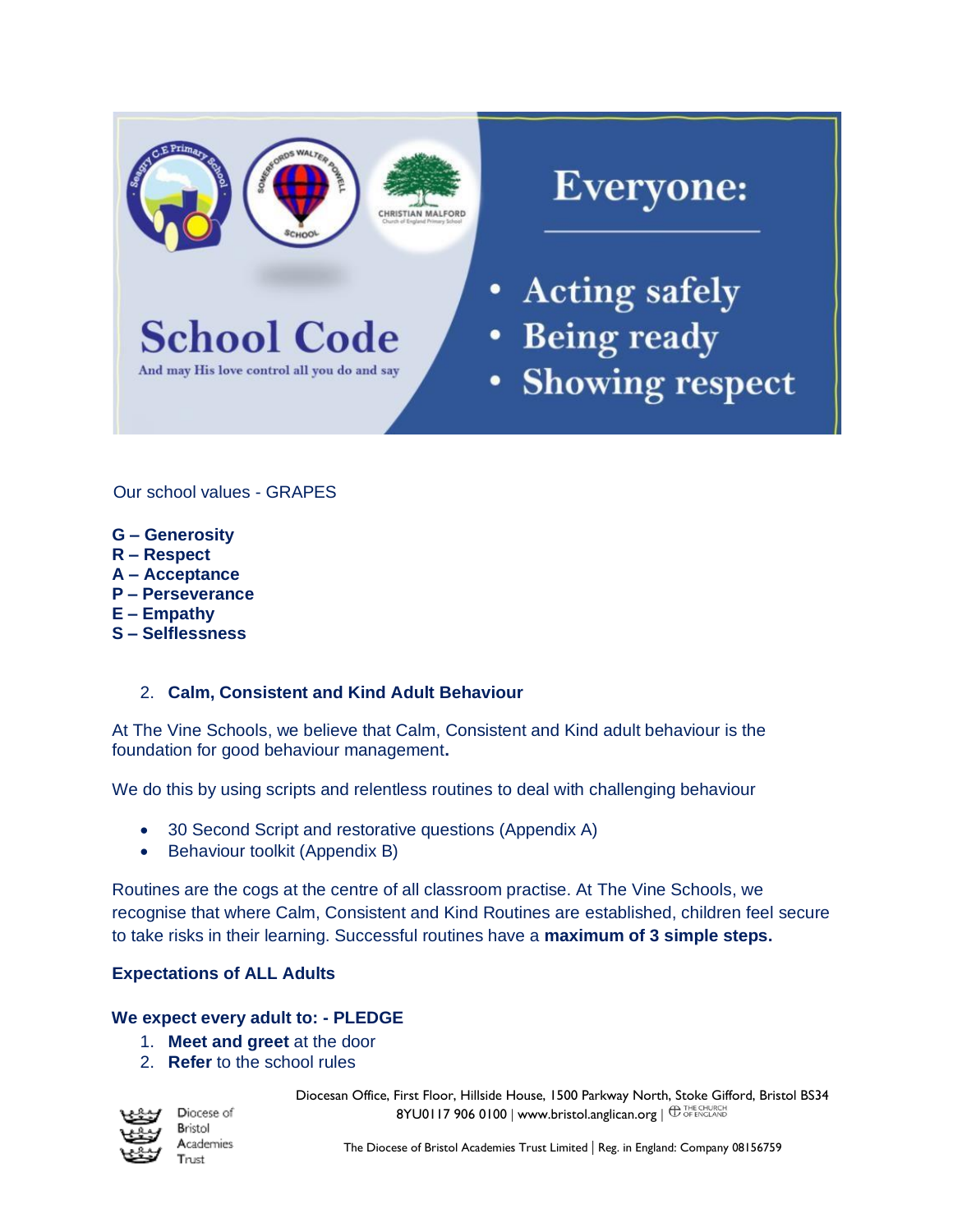School Code

And may His love control all you do and say

Everyone:

- Acting safely
- Being ready
- Showing respect

Our school values - GRAPES

**G – Generosity**
**R – Respect**
**A – Acceptance**
**P – Perseverance**
**E – Empathy**
**S – Selflessness**

## 2. Calm, Consistent and Kind Adult Behaviour

At The Vine Schools, we believe that Calm, Consistent and Kind adult behaviour is the foundation for good behaviour management**.**

We do this by using scripts and relentless routines to deal with challenging behaviour

- 30 Second Script and restorative questions (Appendix A)
- Behaviour toolkit (Appendix B)

Routines are the cogs at the centre of all classroom practise. At The Vine Schools, we recognise that where Calm, Consistent and Kind Routines are established, children feel secure to take risks in their learning. Successful routines have a **maximum of 3 simple steps.**

### Expectations of ALL Adults

**We expect every adult to: - PLEDGE**

1. **Meet and greet** at the door
2. **Refer** to the school rules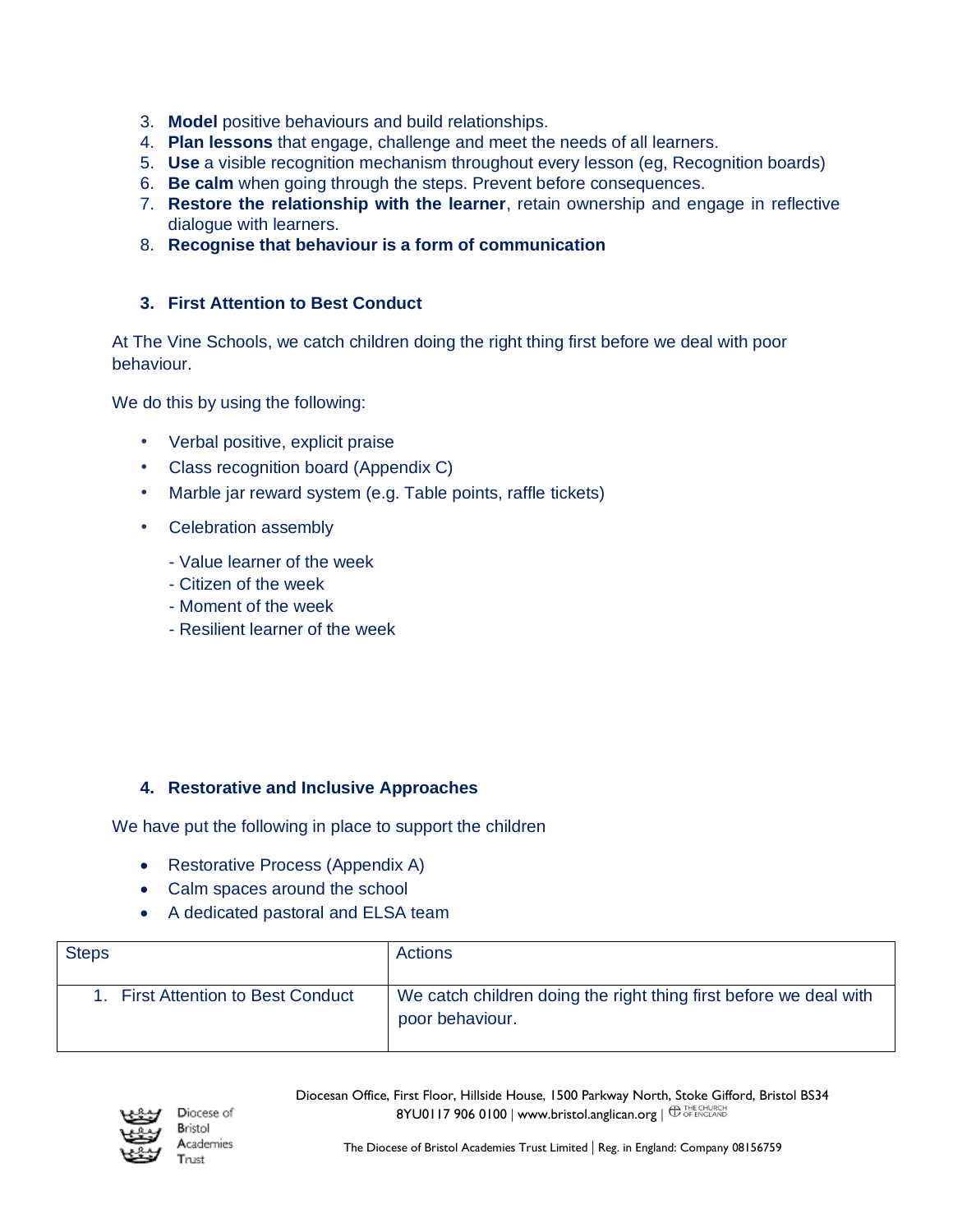3. **Model** positive behaviours and build relationships.
4. **Plan lessons** that engage, challenge and meet the needs of all learners.
5. **Use** a visible recognition mechanism throughout every lesson (eg, Recognition boards)
6. **Be calm** when going through the steps. Prevent before consequences.
7. **Restore the relationship with the learner**, retain ownership and engage in reflective dialogue with learners.
8. **Recognise that behaviour is a form of communication**

### 3. First Attention to Best Conduct

At The Vine Schools, we catch children doing the right thing first before we deal with poor behaviour.

We do this by using the following:

- Verbal positive, explicit praise
- Class recognition board (Appendix C)
- Marble jar reward system (e.g. Table points, raffle tickets)
- Celebration assembly

  - Value learner of the week
  - Citizen of the week
  - Moment of the week
  - Resilient learner of the week

### 4. Restorative and Inclusive Approaches

We have put the following in place to support the children

- Restorative Process (Appendix A)
- Calm spaces around the school
- A dedicated pastoral and ELSA team

| Steps | Actions |
|---|---|
| 1. First Attention to Best Conduct | We catch children doing the right thing first before we deal with poor behaviour. |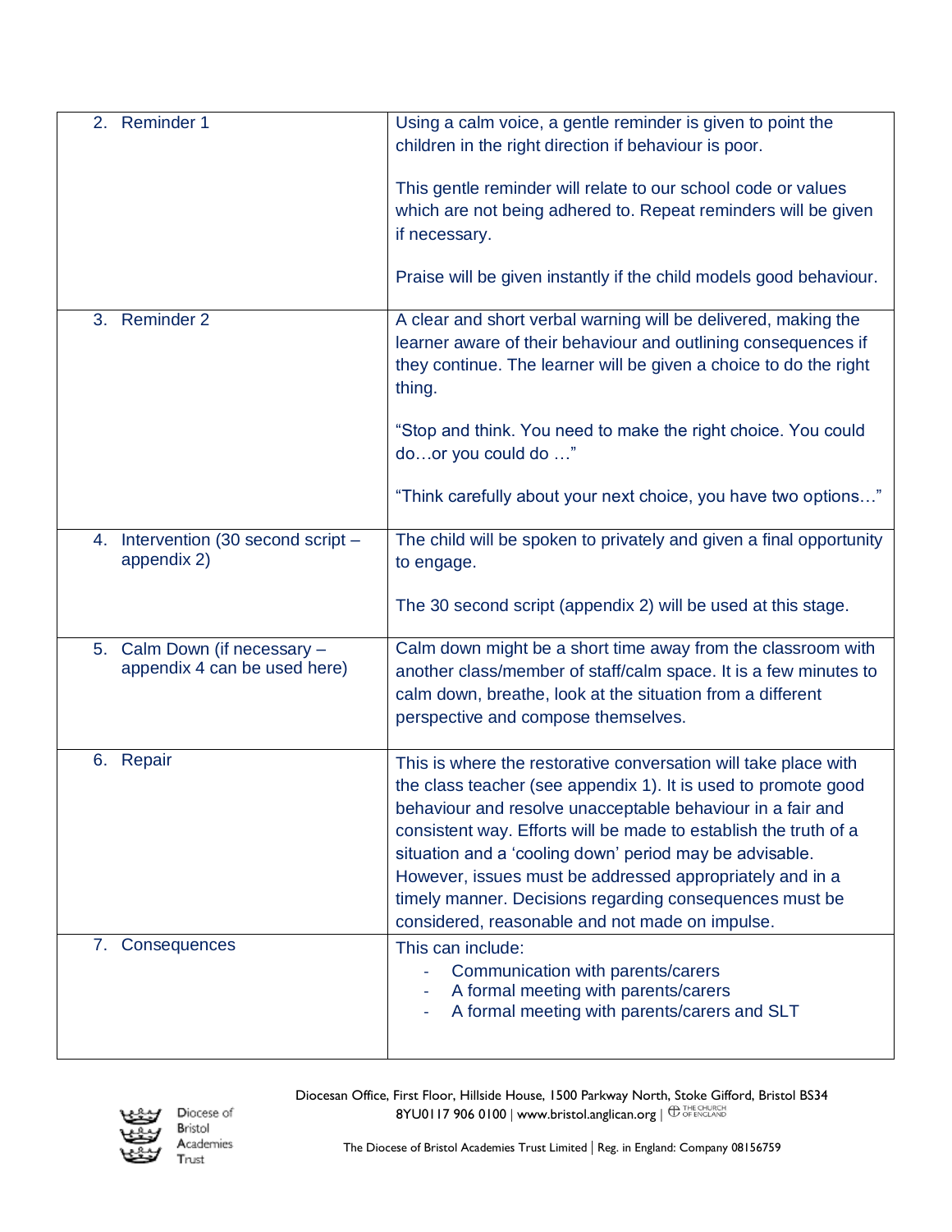| | |
|---|---|
| 2. Reminder 1 | Using a calm voice, a gentle reminder is given to point the children in the right direction if behaviour is poor.<br><br>This gentle reminder will relate to our school code or values which are not being adhered to. Repeat reminders will be given if necessary.<br><br>Praise will be given instantly if the child models good behaviour. |
| 3. Reminder 2 | A clear and short verbal warning will be delivered, making the learner aware of their behaviour and outlining consequences if they continue. The learner will be given a choice to do the right thing.<br><br>"Stop and think. You need to make the right choice. You could do…or you could do …"<br><br>"Think carefully about your next choice, you have two options…" |
| 4. Intervention (30 second script – appendix 2) | The child will be spoken to privately and given a final opportunity to engage.<br><br>The 30 second script (appendix 2) will be used at this stage. |
| 5. Calm Down (if necessary – appendix 4 can be used here) | Calm down might be a short time away from the classroom with another class/member of staff/calm space. It is a few minutes to calm down, breathe, look at the situation from a different perspective and compose themselves. |
| 6. Repair | This is where the restorative conversation will take place with the class teacher (see appendix 1). It is used to promote good behaviour and resolve unacceptable behaviour in a fair and consistent way. Efforts will be made to establish the truth of a situation and a 'cooling down' period may be advisable. However, issues must be addressed appropriately and in a timely manner. Decisions regarding consequences must be considered, reasonable and not made on impulse. |
| 7. Consequences | This can include:<br>- Communication with parents/carers<br>- A formal meeting with parents/carers<br>- A formal meeting with parents/carers and SLT |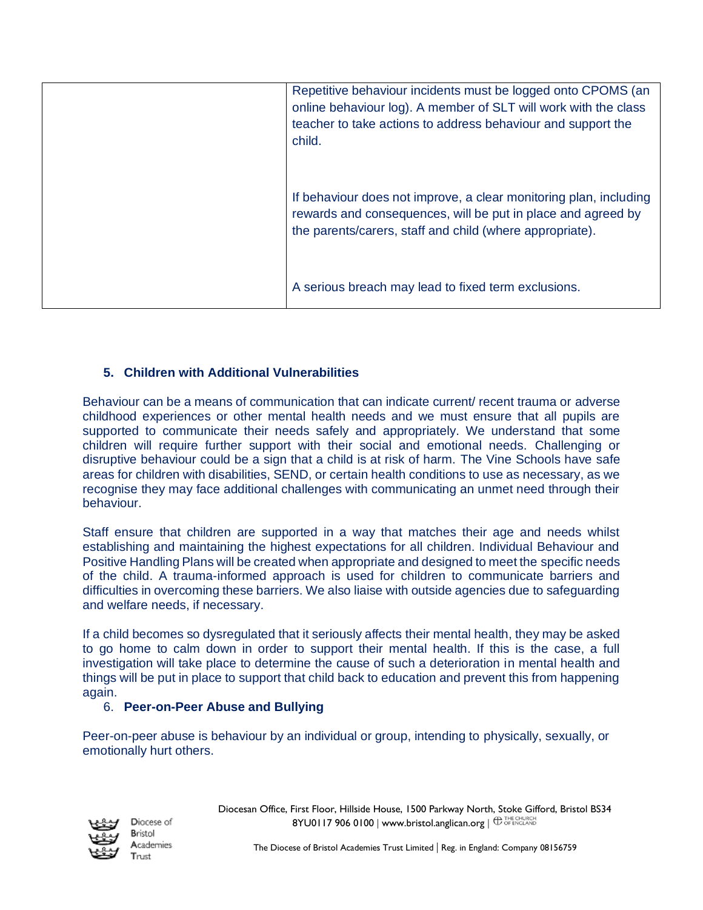| | Repetitive behaviour incidents must be logged onto CPOMS (an online behaviour log). A member of SLT will work with the class teacher to take actions to address behaviour and support the child.<br><br>If behaviour does not improve, a clear monitoring plan, including rewards and consequences, will be put in place and agreed by the parents/carers, staff and child (where appropriate).<br><br>A serious breach may lead to fixed term exclusions. |
|---|---|

## 5. Children with Additional Vulnerabilities

Behaviour can be a means of communication that can indicate current/ recent trauma or adverse childhood experiences or other mental health needs and we must ensure that all pupils are supported to communicate their needs safely and appropriately. We understand that some children will require further support with their social and emotional needs. Challenging or disruptive behaviour could be a sign that a child is at risk of harm. The Vine Schools have safe areas for children with disabilities, SEND, or certain health conditions to use as necessary, as we recognise they may face additional challenges with communicating an unmet need through their behaviour.

Staff ensure that children are supported in a way that matches their age and needs whilst establishing and maintaining the highest expectations for all children. Individual Behaviour and Positive Handling Plans will be created when appropriate and designed to meet the specific needs of the child. A trauma-informed approach is used for children to communicate barriers and difficulties in overcoming these barriers. We also liaise with outside agencies due to safeguarding and welfare needs, if necessary.

If a child becomes so dysregulated that it seriously affects their mental health, they may be asked to go home to calm down in order to support their mental health. If this is the case, a full investigation will take place to determine the cause of such a deterioration in mental health and things will be put in place to support that child back to education and prevent this from happening again.

## 6. Peer-on-Peer Abuse and Bullying

Peer-on-peer abuse is behaviour by an individual or group, intending to physically, sexually, or emotionally hurt others.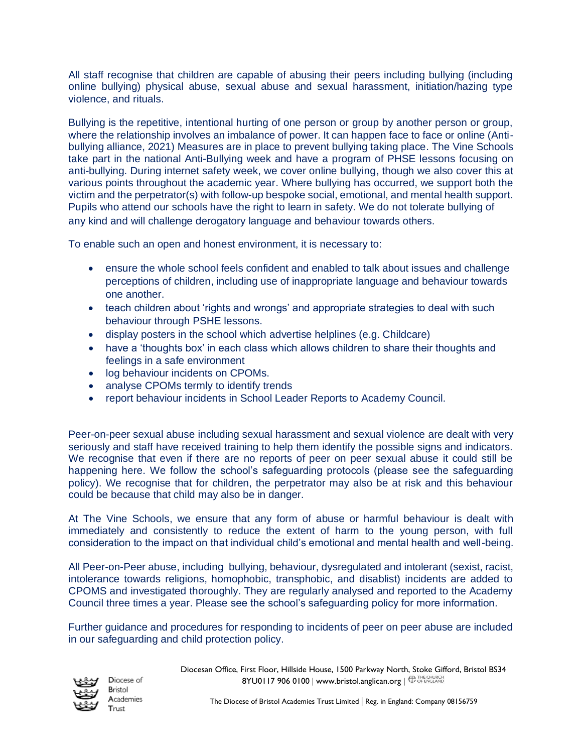All staff recognise that children are capable of abusing their peers including bullying (including online bullying) physical abuse, sexual abuse and sexual harassment, initiation/hazing type violence, and rituals.

Bullying is the repetitive, intentional hurting of one person or group by another person or group, where the relationship involves an imbalance of power. It can happen face to face or online (Anti-bullying alliance, 2021) Measures are in place to prevent bullying taking place. The Vine Schools take part in the national Anti-Bullying week and have a program of PHSE lessons focusing on anti-bullying. During internet safety week, we cover online bullying, though we also cover this at various points throughout the academic year. Where bullying has occurred, we support both the victim and the perpetrator(s) with follow-up bespoke social, emotional, and mental health support. Pupils who attend our schools have the right to learn in safety. We do not tolerate bullying of any kind and will challenge derogatory language and behaviour towards others.

To enable such an open and honest environment, it is necessary to:

- ensure the whole school feels confident and enabled to talk about issues and challenge perceptions of children, including use of inappropriate language and behaviour towards one another.
- teach children about 'rights and wrongs' and appropriate strategies to deal with such behaviour through PSHE lessons.
- display posters in the school which advertise helplines (e.g. Childcare)
- have a 'thoughts box' in each class which allows children to share their thoughts and feelings in a safe environment
- log behaviour incidents on CPOMs.
- analyse CPOMs termly to identify trends
- report behaviour incidents in School Leader Reports to Academy Council.

Peer-on-peer sexual abuse including sexual harassment and sexual violence are dealt with very seriously and staff have received training to help them identify the possible signs and indicators. We recognise that even if there are no reports of peer on peer sexual abuse it could still be happening here. We follow the school's safeguarding protocols (please see the safeguarding policy). We recognise that for children, the perpetrator may also be at risk and this behaviour could be because that child may also be in danger.

At The Vine Schools, we ensure that any form of abuse or harmful behaviour is dealt with immediately and consistently to reduce the extent of harm to the young person, with full consideration to the impact on that individual child's emotional and mental health and well-being.

All Peer-on-Peer abuse, including bullying, behaviour, dysregulated and intolerant (sexist, racist, intolerance towards religions, homophobic, transphobic, and disablist) incidents are added to CPOMS and investigated thoroughly. They are regularly analysed and reported to the Academy Council three times a year. Please see the school's safeguarding policy for more information.

Further guidance and procedures for responding to incidents of peer on peer abuse are included in our safeguarding and child protection policy.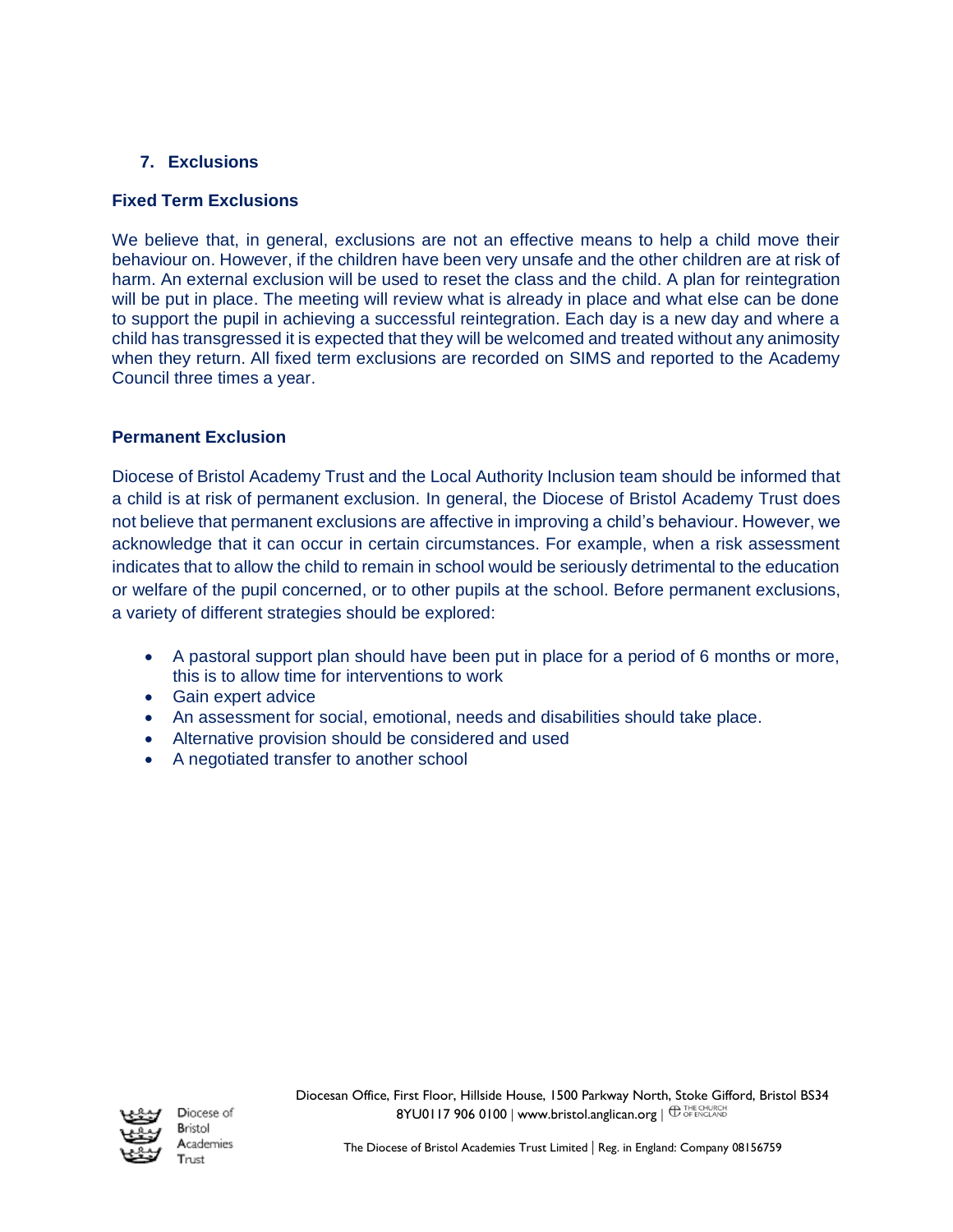## 7. Exclusions

### Fixed Term Exclusions

We believe that, in general, exclusions are not an effective means to help a child move their behaviour on. However, if the children have been very unsafe and the other children are at risk of harm. An external exclusion will be used to reset the class and the child. A plan for reintegration will be put in place. The meeting will review what is already in place and what else can be done to support the pupil in achieving a successful reintegration. Each day is a new day and where a child has transgressed it is expected that they will be welcomed and treated without any animosity when they return. All fixed term exclusions are recorded on SIMS and reported to the Academy Council three times a year.

### Permanent Exclusion

Diocese of Bristol Academy Trust and the Local Authority Inclusion team should be informed that a child is at risk of permanent exclusion. In general, the Diocese of Bristol Academy Trust does not believe that permanent exclusions are affective in improving a child's behaviour. However, we acknowledge that it can occur in certain circumstances. For example, when a risk assessment indicates that to allow the child to remain in school would be seriously detrimental to the education or welfare of the pupil concerned, or to other pupils at the school. Before permanent exclusions, a variety of different strategies should be explored:

- A pastoral support plan should have been put in place for a period of 6 months or more, this is to allow time for interventions to work
- Gain expert advice
- An assessment for social, emotional, needs and disabilities should take place.
- Alternative provision should be considered and used
- A negotiated transfer to another school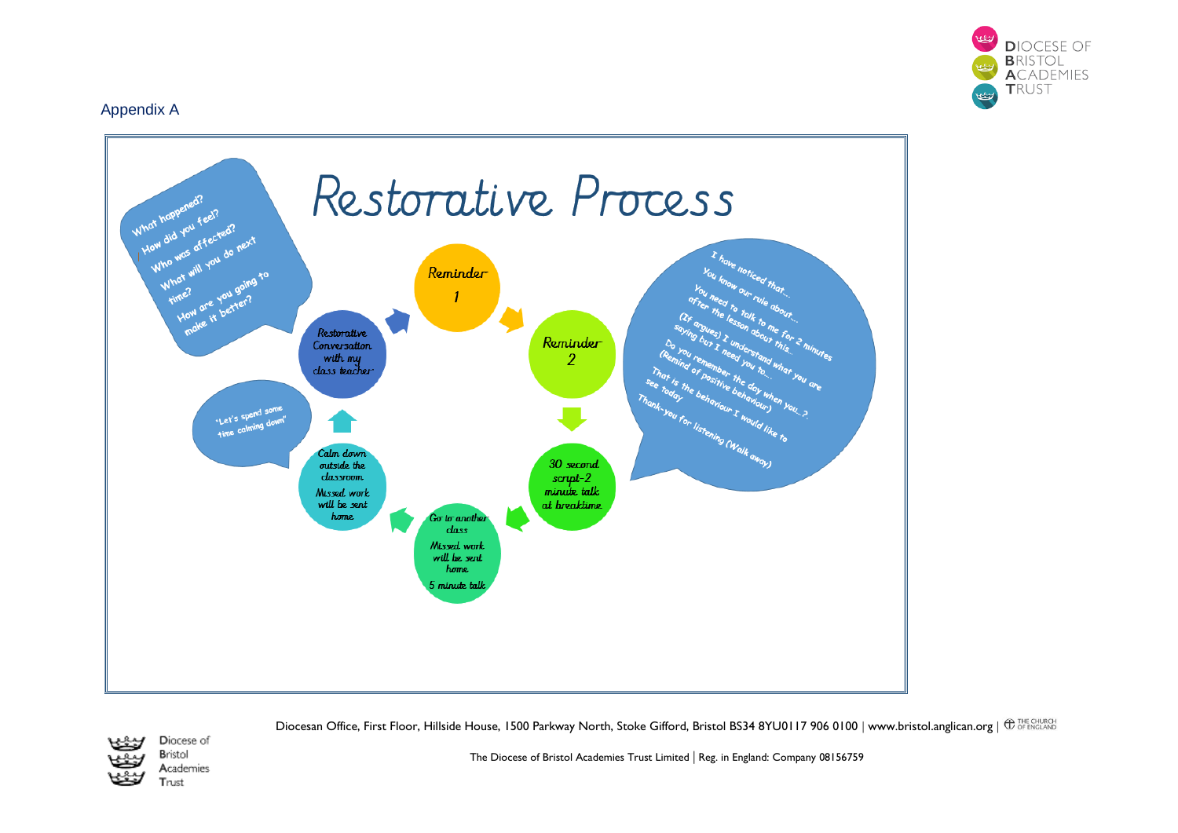Appendix A

# Restorative Process

What happened?
How did you feel?
Who was affected?
What will you do next time?
How are you going to make it better?

Reminder 1

Reminder 2

I have noticed that…
You know our rule about…
You need to talk to me for 2 minutes after the lesson about this…
(If argues) I understand what you are saying but I need you to…
Do you remember the day when you…?
(Remind of positive behaviour)
That is the behaviour I would like to see today
Thank-you for listening (Walk away)

30 second script-2 minute talk at breaktime

Go to another class
Missed work will be sent home
5 minute talk

Calm down outside the classroom
Missed work will be sent home

"Let's spend some time calming down"

Restorative Conversation with my class teacher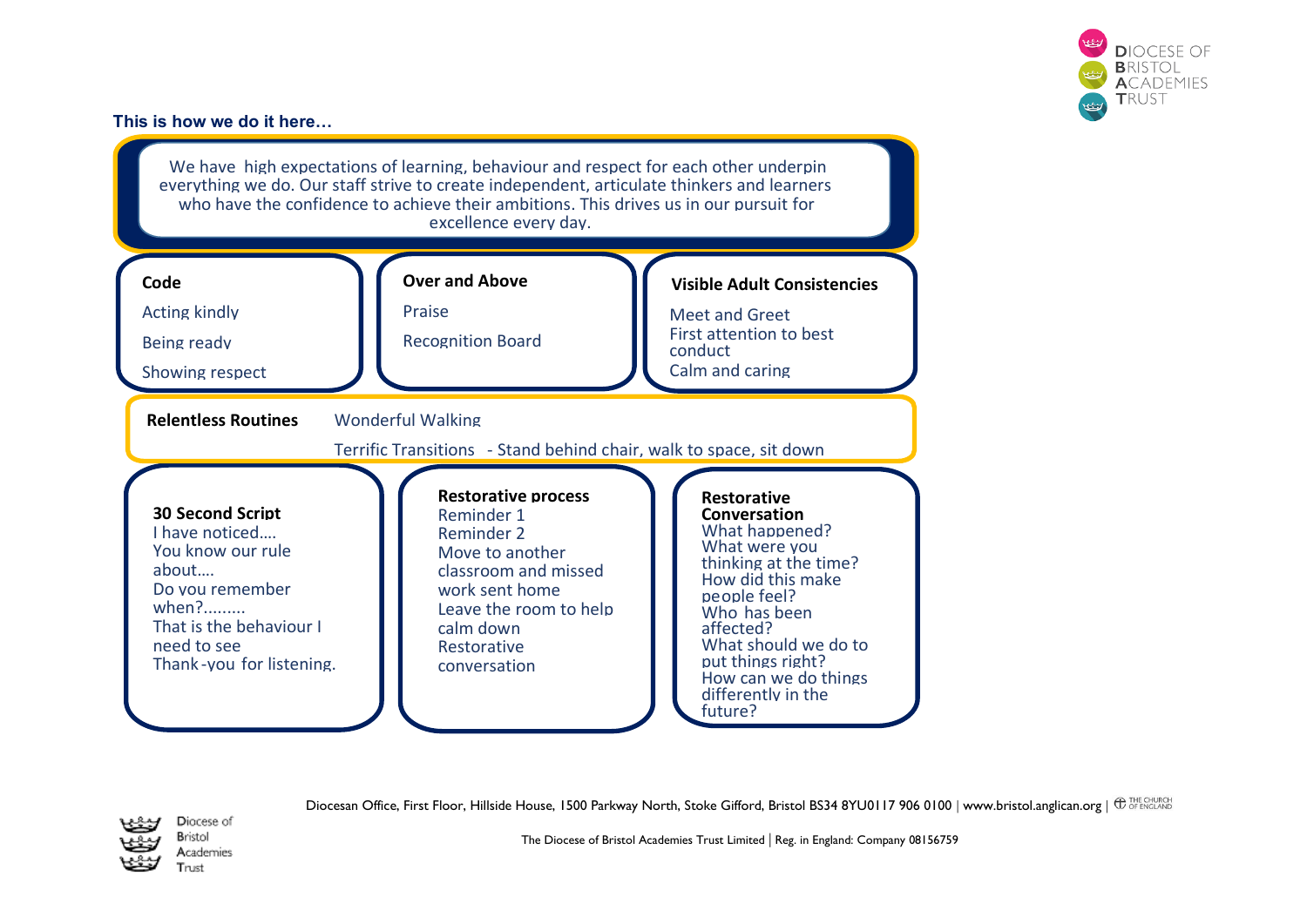**This is how we do it here…**

We have high expectations of learning, behaviour and respect for each other underpin everything we do. Our staff strive to create independent, articulate thinkers and learners who have the confidence to achieve their ambitions. This drives us in our pursuit for excellence every day.

**Code**

Acting kindly

Being ready

Showing respect

**Over and Above**

Praise

Recognition Board

**Visible Adult Consistencies**

Meet and Greet

First attention to best conduct

Calm and caring

**Relentless Routines**

Wonderful Walking

Terrific Transitions - Stand behind chair, walk to space, sit down

**30 Second Script**

I have noticed….

You know our rule about….

Do you remember when?.........

That is the behaviour I need to see

Thank-you for listening.

**Restorative process**

Reminder 1

Reminder 2

Move to another classroom and missed work sent home

Leave the room to help calm down

Restorative conversation

**Restorative Conversation**

What happened?

What were you thinking at the time?

How did this make people feel?

Who has been affected?

What should we do to put things right?

How can we do things differently in the future?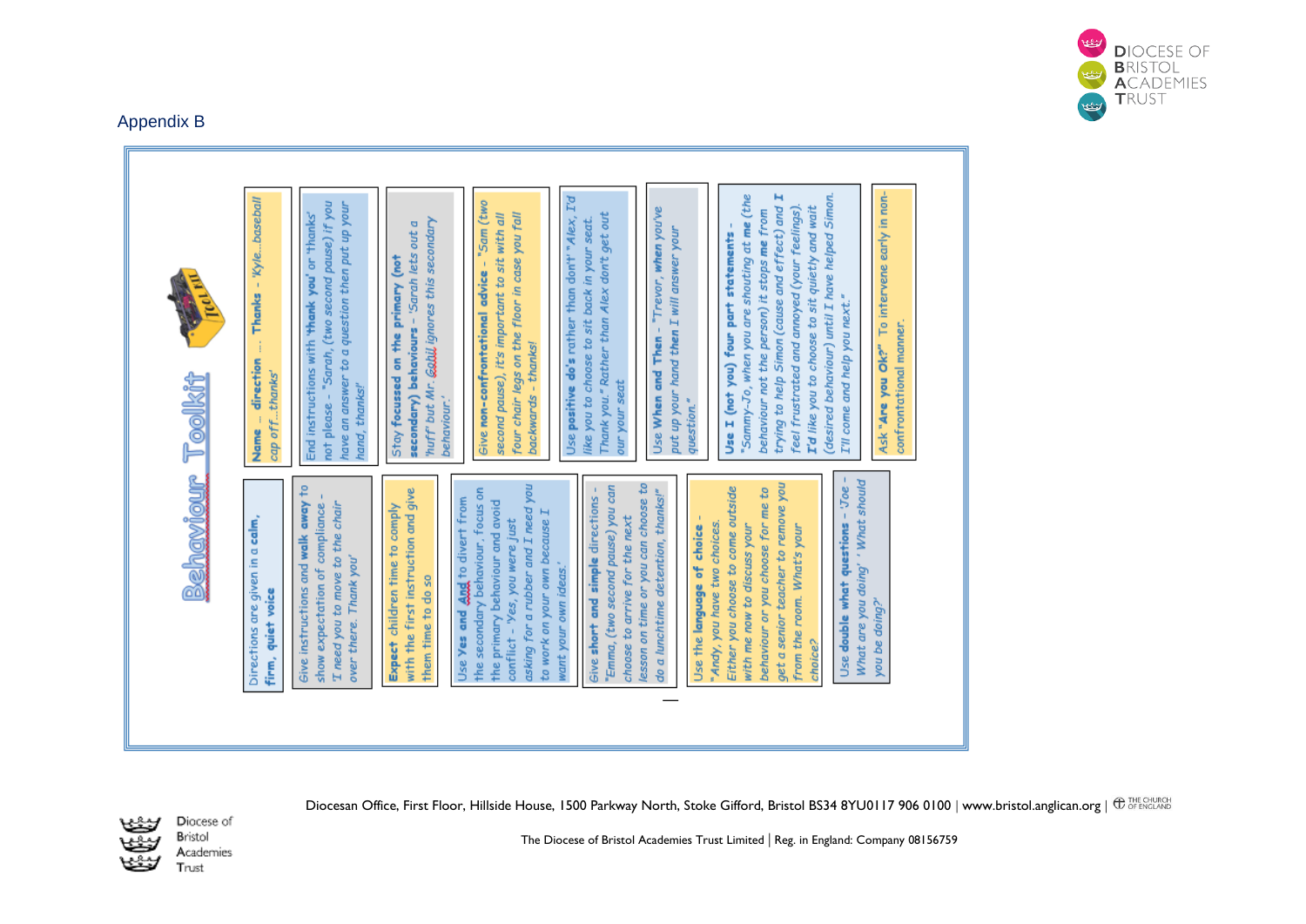## Appendix B

# Behaviour Toolkit

**Name … direction … Thanks** – 'Kyle...baseball cap off...thanks'

End instructions with **'thank you'** or 'thanks' not please – "Sarah, (two second pause) if you have an answer to a question then put up your hand, thanks!"

Stay **focussed on the primary (not secondary) behaviours** – 'Sarah lets out a 'huff' but Mr. Gotul ignores this secondary behaviour.'

Give **non-confrontational advice** – "Sam (two second pause), it's important to sit with all four chair legs on the floor in case you fall backwards – thanks!

Use **positive do's** rather than dont' "Alex, I'd like you to choose to sit back in your seat. Thank you." Rather than Alex don't get out our your seat

Use **When and Then** – "Trevor, **when** you've put up your hand **then** I will answer your question."

**Use I (not you) four part statements** – "Sammy-Jo, when you are shouting at **me** (the behaviour not the person) it stops **me** from trying to help Simon (cause and effect) and **I** feel frustrated and annoyed (your feelings). **I'd** like you to choose to sit quietly and wait (desired behaviour) until I have helped Simon. I'll come and help you next."

Ask **"Are you Ok?"** To intervene early in non-confrontational manner.

Directions are given in a **calm, firm, quiet voice**

Give instructions and **walk away** to show expectation of compliance – 'I need you to move to the chair over there. Thank you'

**Expect** children time to comply with the first instruction and give them time to do so

Use **Yes and And** to divert from the secondary behaviour, focus on the primary behaviour and avoid conflict – 'Yes, you were just asking for a rubber and I need you to work on your own because I want your own ideas.'

Give **short and simple** directions – "Emma, (two second pause) you can choose to arrive for the next lesson on time or you can choose to do a lunchtime detention, thanks!"

Use the **language of choice** – "Andy, you have two choices. Either you choose to come outside with me now to discuss your behaviour or you choose for me to get a senior teacher to remove you from the room. What's your choice?

Use **double what questions** – 'Joe – What are you doing' ' What should you be doing?'

Diocesan Office, First Floor, Hillside House, 1500 Parkway North, Stoke Gifford, Bristol BS34 8YU0117 906 0100 | www.bristol.anglican.org |

The Diocese of Bristol Academies Trust Limited | Reg. in England: Company 08156759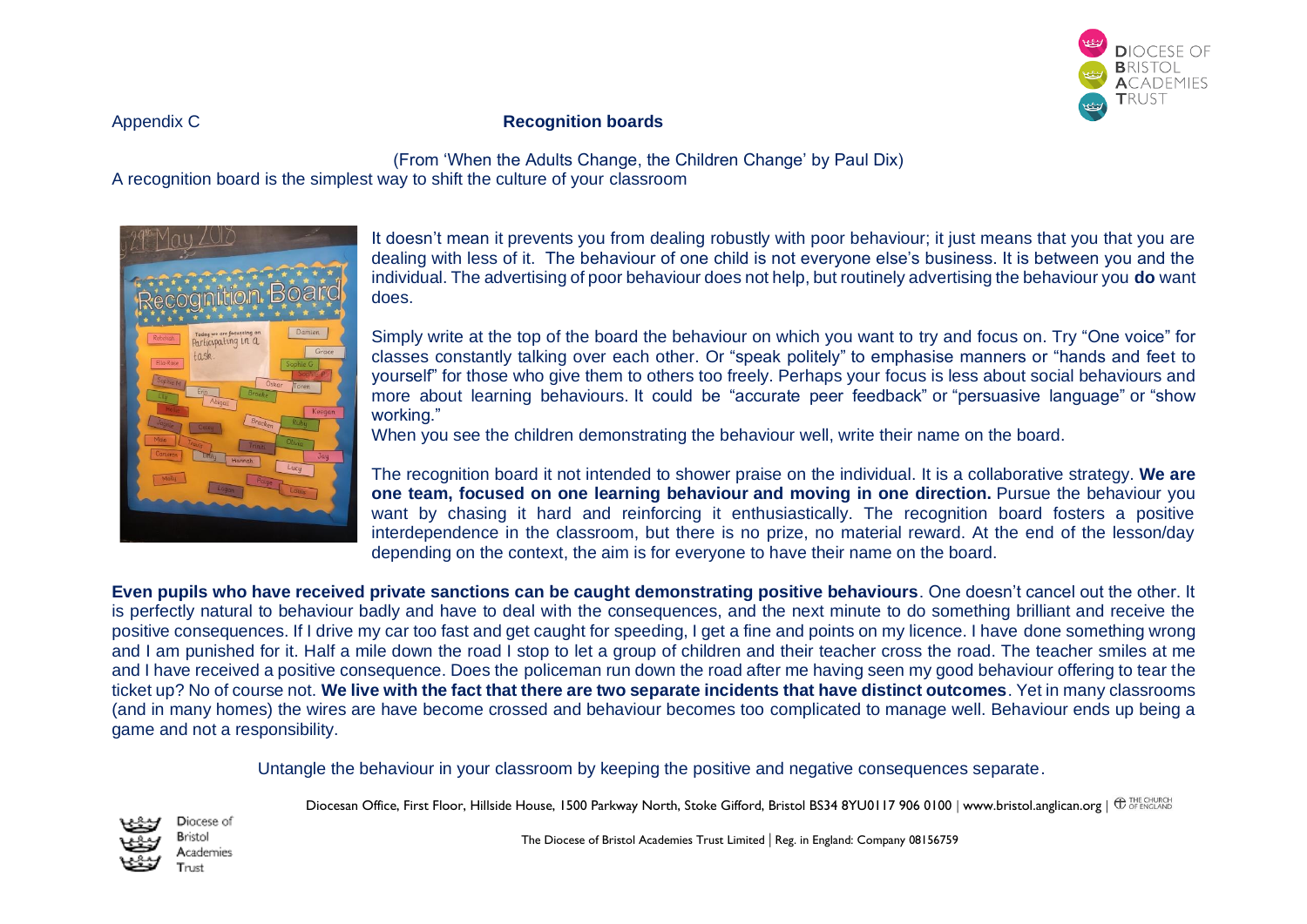Appendix C

## Recognition boards

(From 'When the Adults Change, the Children Change' by Paul Dix)

A recognition board is the simplest way to shift the culture of your classroom

It doesn't mean it prevents you from dealing robustly with poor behaviour; it just means that you that you are dealing with less of it. The behaviour of one child is not everyone else's business. It is between you and the individual. The advertising of poor behaviour does not help, but routinely advertising the behaviour you **do** want does.

Simply write at the top of the board the behaviour on which you want to try and focus on. Try "One voice" for classes constantly talking over each other. Or "speak politely" to emphasise manners or "hands and feet to yourself" for those who give them to others too freely. Perhaps your focus is less about social behaviours and more about learning behaviours. It could be "accurate peer feedback" or "persuasive language" or "show working."

When you see the children demonstrating the behaviour well, write their name on the board.

The recognition board it not intended to shower praise on the individual. It is a collaborative strategy. **We are one team, focused on one learning behaviour and moving in one direction.** Pursue the behaviour you want by chasing it hard and reinforcing it enthusiastically. The recognition board fosters a positive interdependence in the classroom, but there is no prize, no material reward. At the end of the lesson/day depending on the context, the aim is for everyone to have their name on the board.

**Even pupils who have received private sanctions can be caught demonstrating positive behaviours**. One doesn't cancel out the other. It is perfectly natural to behaviour badly and have to deal with the consequences, and the next minute to do something brilliant and receive the positive consequences. If I drive my car too fast and get caught for speeding, I get a fine and points on my licence. I have done something wrong and I am punished for it. Half a mile down the road I stop to let a group of children and their teacher cross the road. The teacher smiles at me and I have received a positive consequence. Does the policeman run down the road after me having seen my good behaviour offering to tear the ticket up? No of course not. **We live with the fact that there are two separate incidents that have distinct outcomes**. Yet in many classrooms (and in many homes) the wires are have become crossed and behaviour becomes too complicated to manage well. Behaviour ends up being a game and not a responsibility.

Untangle the behaviour in your classroom by keeping the positive and negative consequences separate.